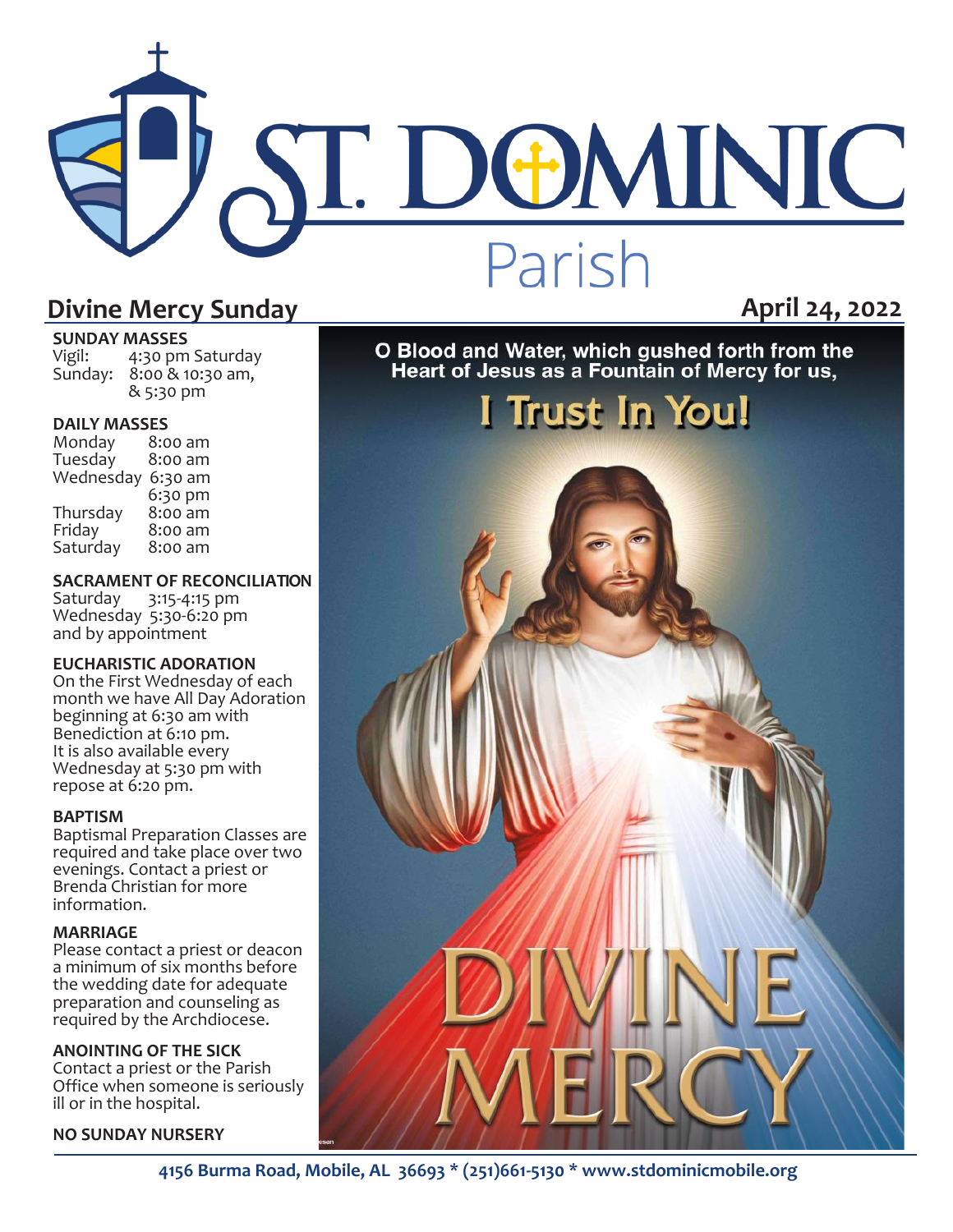# ST. DOMINIC Parish

## Divine Mercy Sunday

**April 24, 2022**

**SUNDAY MASSES**
Vigil: 4:30 pm Saturday
Sunday: 8:00 & 10:30 am, & 5:30 pm

**DAILY MASSES**

| | |
|---|---|
| Monday | 8:00 am |
| Tuesday | 8:00 am |
| Wednesday | 6:30 am |
| | 6:30 pm |
| Thursday | 8:00 am |
| Friday | 8:00 am |
| Saturday | 8:00 am |

**SACRAMENT OF RECONCILIATION**
Saturday 3:15-4:15 pm
Wednesday 5:30-6:20 pm
and by appointment

**EUCHARISTIC ADORATION**
On the First Wednesday of each month we have All Day Adoration beginning at 6:30 am with Benediction at 6:10 pm.
It is also available every Wednesday at 5:30 pm with repose at 6:20 pm.

**BAPTISM**
Baptismal Preparation Classes are required and take place over two evenings. Contact a priest or Brenda Christian for more information.

**MARRIAGE**
Please contact a priest or deacon a minimum of six months before the wedding date for adequate preparation and counseling as required by the Archdiocese.

**ANOINTING OF THE SICK**
Contact a priest or the Parish Office when someone is seriously ill or in the hospital.

**NO SUNDAY NURSERY**

O Blood and Water, which gushed forth from the Heart of Jesus as a Fountain of Mercy for us,

I Trust In You!

DIVINE MERCY

4156 Burma Road, Mobile, AL 36693 * (251)661-5130 * www.stdominicmobile.org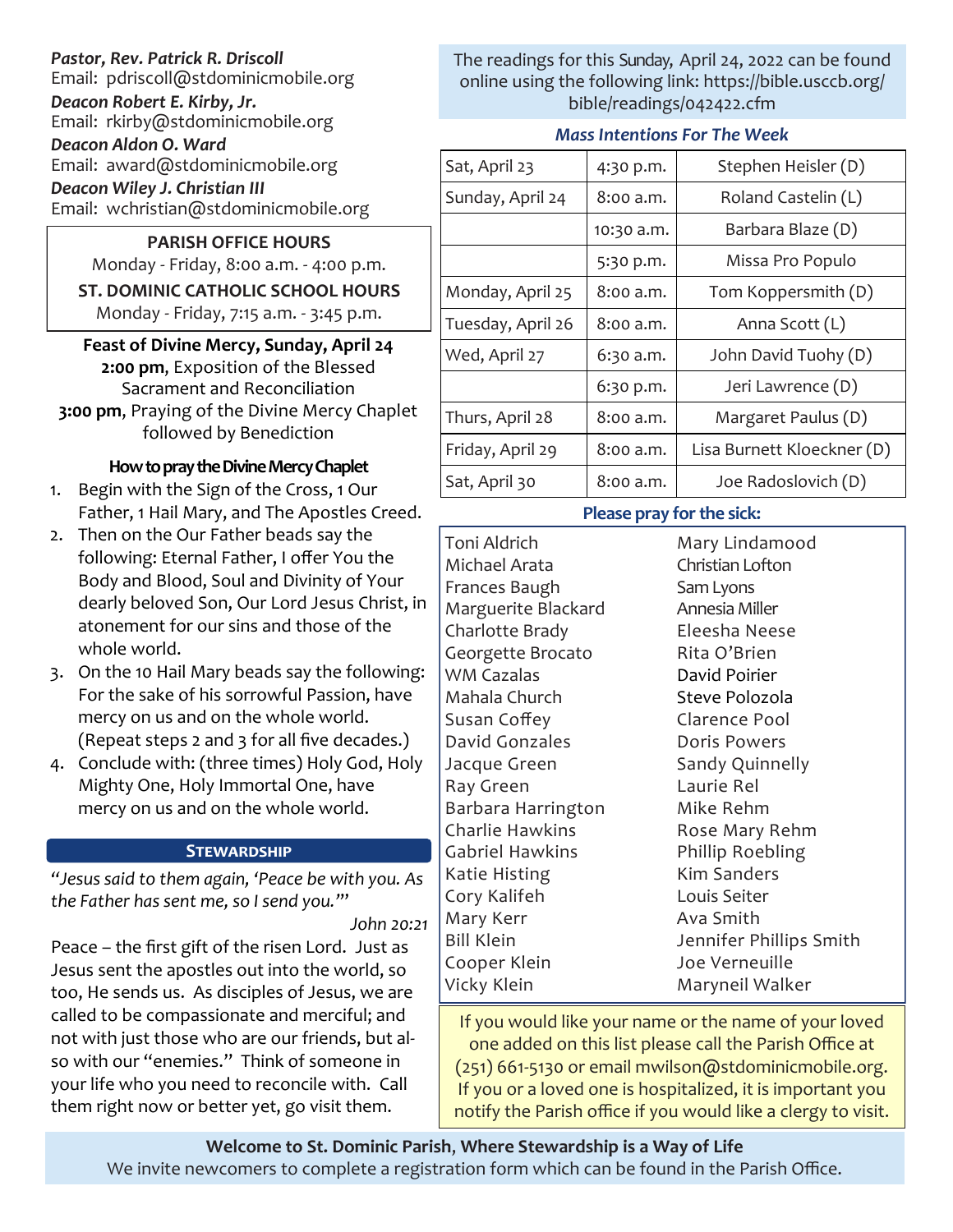***Pastor, Rev. Patrick R. Driscoll***
Email: pdriscoll@stdominicmobile.org

***Deacon Robert E. Kirby, Jr.***
Email: rkirby@stdominicmobile.org

***Deacon Aldon O. Ward***
Email: award@stdominicmobile.org

***Deacon Wiley J. Christian III***
Email: wchristian@stdominicmobile.org

**PARISH OFFICE HOURS**
Monday - Friday, 8:00 a.m. - 4:00 p.m.

**ST. DOMINIC CATHOLIC SCHOOL HOURS**
Monday - Friday, 7:15 a.m. - 3:45 p.m.

**Feast of Divine Mercy, Sunday, April 24**
**2:00 pm**, Exposition of the Blessed Sacrament and Reconciliation
**3:00 pm**, Praying of the Divine Mercy Chaplet followed by Benediction

**How to pray the Divine Mercy Chaplet**

1. Begin with the Sign of the Cross, 1 Our Father, 1 Hail Mary, and The Apostles Creed.
2. Then on the Our Father beads say the following: Eternal Father, I offer You the Body and Blood, Soul and Divinity of Your dearly beloved Son, Our Lord Jesus Christ, in atonement for our sins and those of the whole world.
3. On the 10 Hail Mary beads say the following: For the sake of his sorrowful Passion, have mercy on us and on the whole world. (Repeat steps 2 and 3 for all five decades.)
4. Conclude with: (three times) Holy God, Holy Mighty One, Holy Immortal One, have mercy on us and on the whole world.

## STEWARDSHIP

*"Jesus said to them again, 'Peace be with you. As the Father has sent me, so I send you.'"*

*John 20:21*

Peace – the first gift of the risen Lord. Just as Jesus sent the apostles out into the world, so too, He sends us. As disciples of Jesus, we are called to be compassionate and merciful; and not with just those who are our friends, but also with our "enemies." Think of someone in your life who you need to reconcile with. Call them right now or better yet, go visit them.

The readings for this Sunday, April 24, 2022 can be found online using the following link: https://bible.usccb.org/bible/readings/042422.cfm

***Mass Intentions For The Week***

| | | |
|---|---|---|
| Sat, April 23 | 4:30 p.m. | Stephen Heisler (D) |
| Sunday, April 24 | 8:00 a.m. | Roland Castelin (L) |
| | 10:30 a.m. | Barbara Blaze (D) |
| | 5:30 p.m. | Missa Pro Populo |
| Monday, April 25 | 8:00 a.m. | Tom Koppersmith (D) |
| Tuesday, April 26 | 8:00 a.m. | Anna Scott (L) |
| Wed, April 27 | 6:30 a.m. | John David Tuohy (D) |
| | 6:30 p.m. | Jeri Lawrence (D) |
| Thurs, April 28 | 8:00 a.m. | Margaret Paulus (D) |
| Friday, April 29 | 8:00 a.m. | Lisa Burnett Kloeckner (D) |
| Sat, April 30 | 8:00 a.m. | Joe Radoslovich (D) |

**Please pray for the sick:**

Toni Aldrich
Michael Arata
Frances Baugh
Marguerite Blackard
Charlotte Brady
Georgette Brocato
WM Cazalas
Mahala Church
Susan Coffey
David Gonzales
Jacque Green
Ray Green
Barbara Harrington
Charlie Hawkins
Gabriel Hawkins
Katie Histing
Cory Kalifeh
Mary Kerr
Bill Klein
Cooper Klein
Vicky Klein
Mary Lindamood
Christian Lofton
Sam Lyons
Annesia Miller
Eleesha Neese
Rita O'Brien
David Poirier
Steve Polozola
Clarence Pool
Doris Powers
Sandy Quinnelly
Laurie Rel
Mike Rehm
Rose Mary Rehm
Phillip Roebling
Kim Sanders
Louis Seiter
Ava Smith
Jennifer Phillips Smith
Joe Verneuille
Maryneil Walker

If you would like your name or the name of your loved one added on this list please call the Parish Office at (251) 661-5130 or email mwilson@stdominicmobile.org. If you or a loved one is hospitalized, it is important you notify the Parish office if you would like a clergy to visit.

**Welcome to St. Dominic Parish, Where Stewardship is a Way of Life**
We invite newcomers to complete a registration form which can be found in the Parish Office.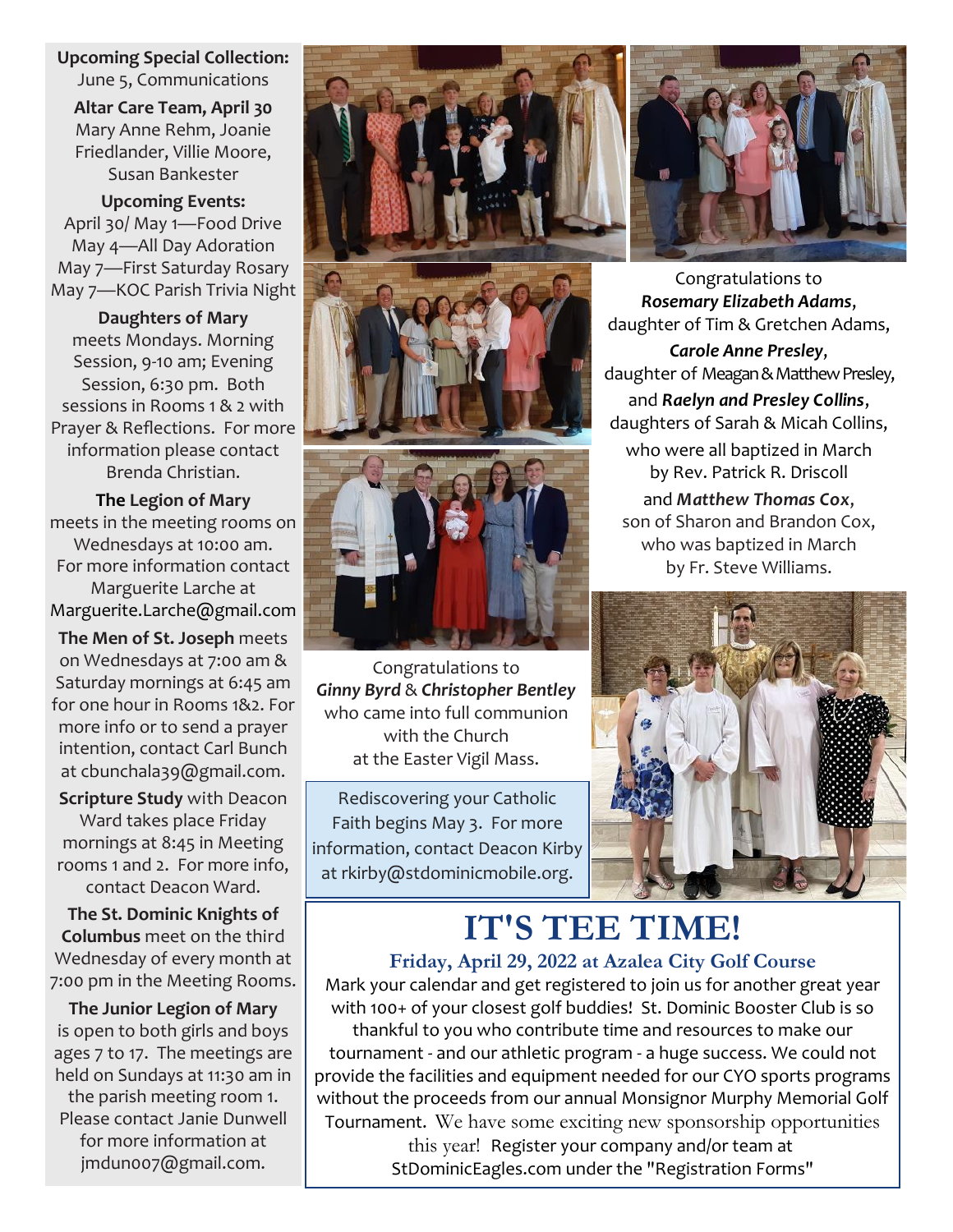**Upcoming Special Collection:**
June 5, Communications

**Altar Care Team, April 30**
Mary Anne Rehm, Joanie Friedlander, Villie Moore, Susan Bankester

**Upcoming Events:**
April 30/ May 1—Food Drive
May 4—All Day Adoration
May 7—First Saturday Rosary
May 7—KOC Parish Trivia Night

**Daughters of Mary** meets Mondays. Morning Session, 9-10 am; Evening Session, 6:30 pm. Both sessions in Rooms 1 & 2 with Prayer & Reflections. For more information please contact Brenda Christian.

**The Legion of Mary** meets in the meeting rooms on Wednesdays at 10:00 am. For more information contact Marguerite Larche at Marguerite.Larche@gmail.com

**The Men of St. Joseph** meets on Wednesdays at 7:00 am & Saturday mornings at 6:45 am for one hour in Rooms 1&2. For more info or to send a prayer intention, contact Carl Bunch at cbunchala39@gmail.com.

**Scripture Study** with Deacon Ward takes place Friday mornings at 8:45 in Meeting rooms 1 and 2. For more info, contact Deacon Ward.

**The St. Dominic Knights of Columbus** meet on the third Wednesday of every month at 7:00 pm in the Meeting Rooms.

**The Junior Legion of Mary** is open to both girls and boys ages 7 to 17. The meetings are held on Sundays at 11:30 am in the parish meeting room 1. Please contact Janie Dunwell for more information at jmdun007@gmail.com.

Congratulations to ***Rosemary Elizabeth Adams***, daughter of Tim & Gretchen Adams, ***Carole Anne Presley***, daughter of Meagan & Matthew Presley, and ***Raelyn and Presley Collins***, daughters of Sarah & Micah Collins, who were all baptized in March by Rev. Patrick R. Driscoll and ***Matthew Thomas Cox***, son of Sharon and Brandon Cox, who was baptized in March by Fr. Steve Williams.

Congratulations to ***Ginny Byrd*** & ***Christopher Bentley*** who came into full communion with the Church at the Easter Vigil Mass.

Rediscovering your Catholic Faith begins May 3. For more information, contact Deacon Kirby at rkirby@stdominicmobile.org.

# IT'S TEE TIME!

**Friday, April 29, 2022 at Azalea City Golf Course**

Mark your calendar and get registered to join us for another great year with 100+ of your closest golf buddies! St. Dominic Booster Club is so thankful to you who contribute time and resources to make our tournament - and our athletic program - a huge success. We could not provide the facilities and equipment needed for our CYO sports programs without the proceeds from our annual Monsignor Murphy Memorial Golf Tournament. We have some exciting new sponsorship opportunities this year! Register your company and/or team at StDominicEagles.com under the "Registration Forms"